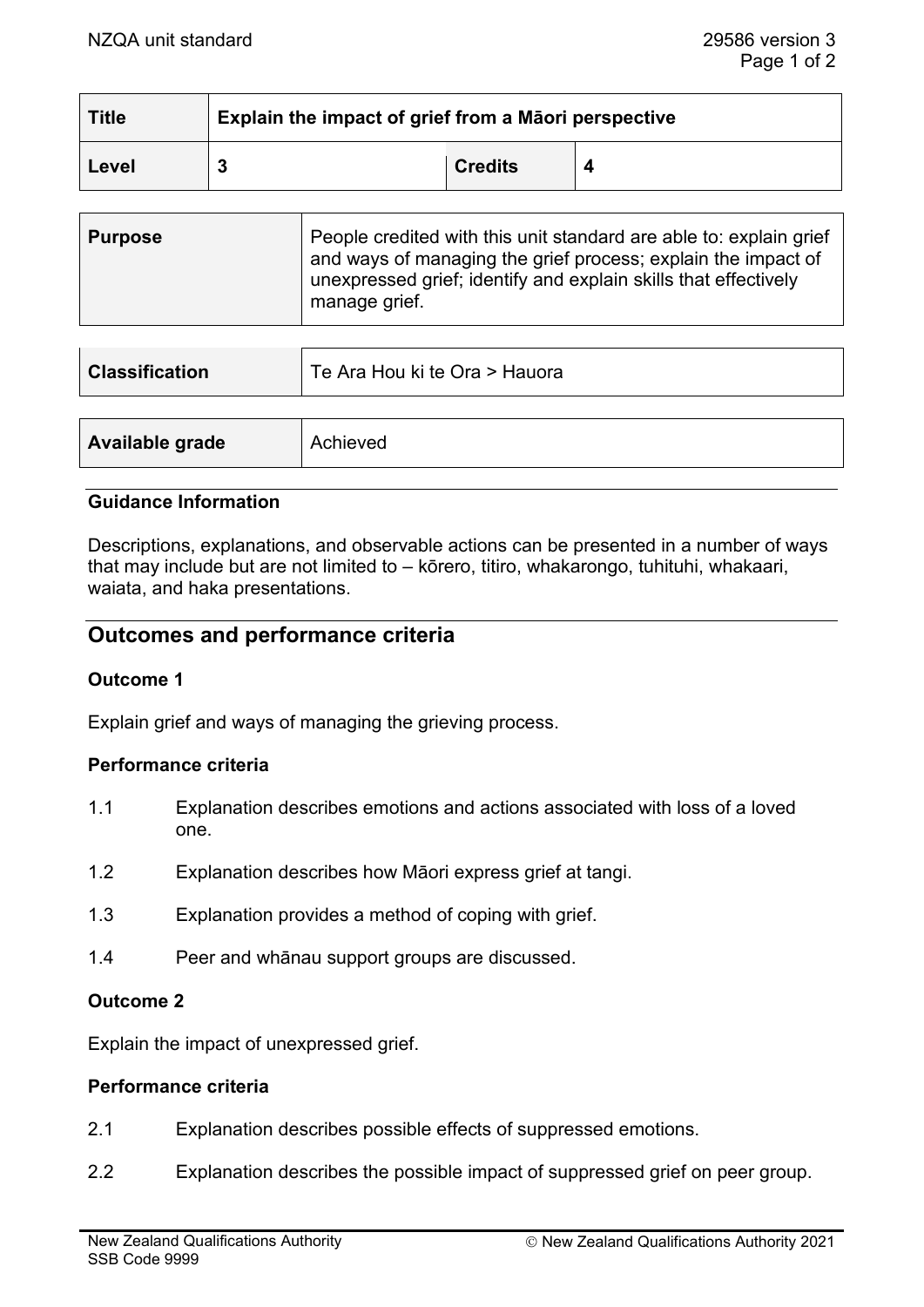| | | | |
|---|---|---|---|
| **Title** | **Explain the impact of grief from a Māori perspective** | | |
| **Level** | **3** | **Credits** | **4** |

| | |
|---|---|
| **Purpose** | People credited with this unit standard are able to: explain grief and ways of managing the grief process; explain the impact of unexpressed grief; identify and explain skills that effectively manage grief. |

| | |
|---|---|
| **Classification** | Te Ara Hou ki te Ora > Hauora |

| | |
|---|---|
| **Available grade** | Achieved |

### Guidance Information

Descriptions, explanations, and observable actions can be presented in a number of ways that may include but are not limited to – kōrero, titiro, whakarongo, tuhituhi, whakaari, waiata, and haka presentations.

## Outcomes and performance criteria

### Outcome 1

Explain grief and ways of managing the grieving process.

#### Performance criteria

1.1 Explanation describes emotions and actions associated with loss of a loved one.

1.2 Explanation describes how Māori express grief at tangi.

1.3 Explanation provides a method of coping with grief.

1.4 Peer and whānau support groups are discussed.

### Outcome 2

Explain the impact of unexpressed grief.

#### Performance criteria

2.1 Explanation describes possible effects of suppressed emotions.

2.2 Explanation describes the possible impact of suppressed grief on peer group.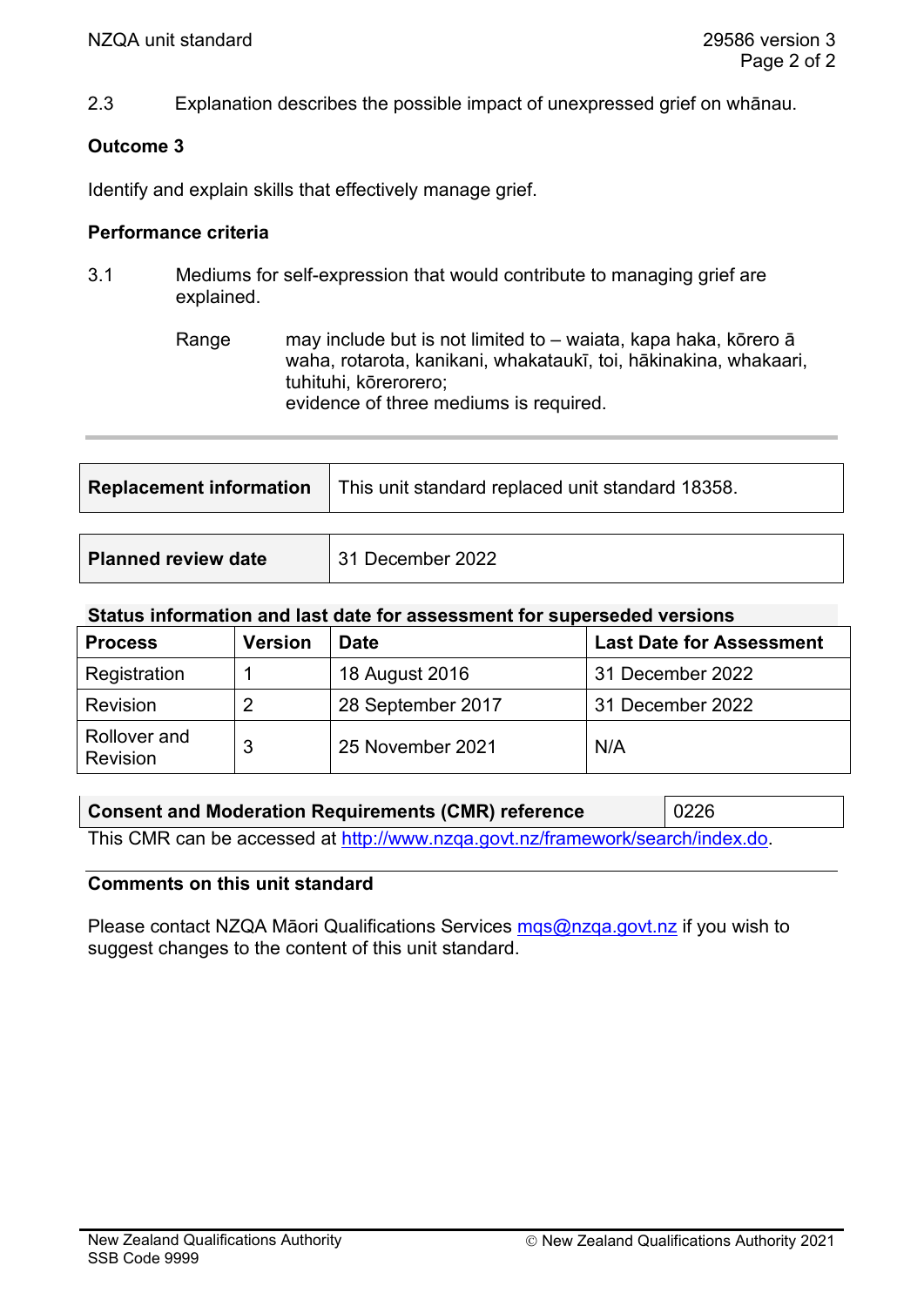2.3 Explanation describes the possible impact of unexpressed grief on whānau.

**Outcome 3**

Identify and explain skills that effectively manage grief.

**Performance criteria**

3.1 Mediums for self-expression that would contribute to managing grief are explained.

Range may include but is not limited to – waiata, kapa haka, kōrero ā waha, rotarota, kanikani, whakataukī, toi, hākinakina, whakaari, tuhituhi, kōrerorero;
evidence of three mediums is required.

| | |
|---|---|
| **Replacement information** | This unit standard replaced unit standard 18358. |

| | |
|---|---|
| **Planned review date** | 31 December 2022 |

**Status information and last date for assessment for superseded versions**

| Process | Version | Date | Last Date for Assessment |
|---|---|---|---|
| Registration | 1 | 18 August 2016 | 31 December 2022 |
| Revision | 2 | 28 September 2017 | 31 December 2022 |
| Rollover and Revision | 3 | 25 November 2021 | N/A |

| | |
|---|---|
| **Consent and Moderation Requirements (CMR) reference** | 0226 |

This CMR can be accessed at http://www.nzqa.govt.nz/framework/search/index.do.

**Comments on this unit standard**

Please contact NZQA Māori Qualifications Services mqs@nzqa.govt.nz if you wish to suggest changes to the content of this unit standard.